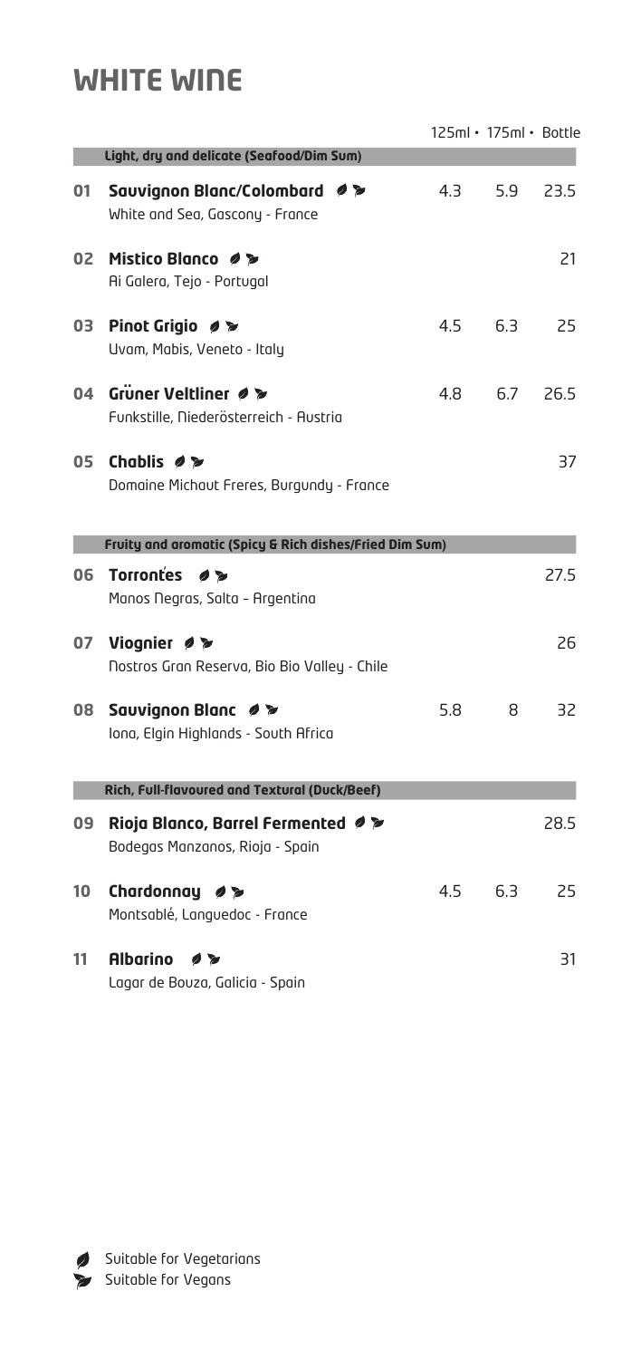# WHITE WINE

| | | 125ml | 175ml | Bottle |
|---|---|---|---|---|
| | **Light, dry and delicate (Seafood/Dim Sum)** | | | |
| 01 | **Sauvignon Blanc/Colombard** 🌿 🌱<br>White and Sea, Gascony - France | 4.3 | 5.9 | 23.5 |
| 02 | **Mistico Blanco** 🌿 🌱<br>Ai Galera, Tejo - Portugal | | | 21 |
| 03 | **Pinot Grigio** 🌿 🌱<br>Uvam, Mabis, Veneto - Italy | 4.5 | 6.3 | 25 |
| 04 | **Grüner Veltliner** 🌿 🌱<br>Funkstille, Niederösterreich - Austria | 4.8 | 6.7 | 26.5 |
| 05 | **Chablis** 🌿 🌱<br>Domaine Michaut Freres, Burgundy - France | | | 37 |
| | **Fruity and aromatic (Spicy & Rich dishes/Fried Dim Sum)** | | | |
| 06 | **Torrontés** 🌿 🌱<br>Manos Negras, Salta – Argentina | | | 27.5 |
| 07 | **Viognier** 🌿 🌱<br>Nostros Gran Reserva, Bio Bio Valley - Chile | | | 26 |
| 08 | **Sauvignon Blanc** 🌿 🌱<br>Iona, Elgin Highlands - South Africa | 5.8 | 8 | 32 |
| | **Rich, Full-flavoured and Textural (Duck/Beef)** | | | |
| 09 | **Rioja Blanco, Barrel Fermented** 🌿 🌱<br>Bodegas Manzanos, Rioja - Spain | | | 28.5 |
| 10 | **Chardonnay** 🌿 🌱<br>Montsablé, Languedoc - France | 4.5 | 6.3 | 25 |
| 11 | **Albarino** 🌿 🌱<br>Lagar de Bouza, Galicia - Spain | | | 31 |

🌿 Suitable for Vegetarians
🌱 Suitable for Vegans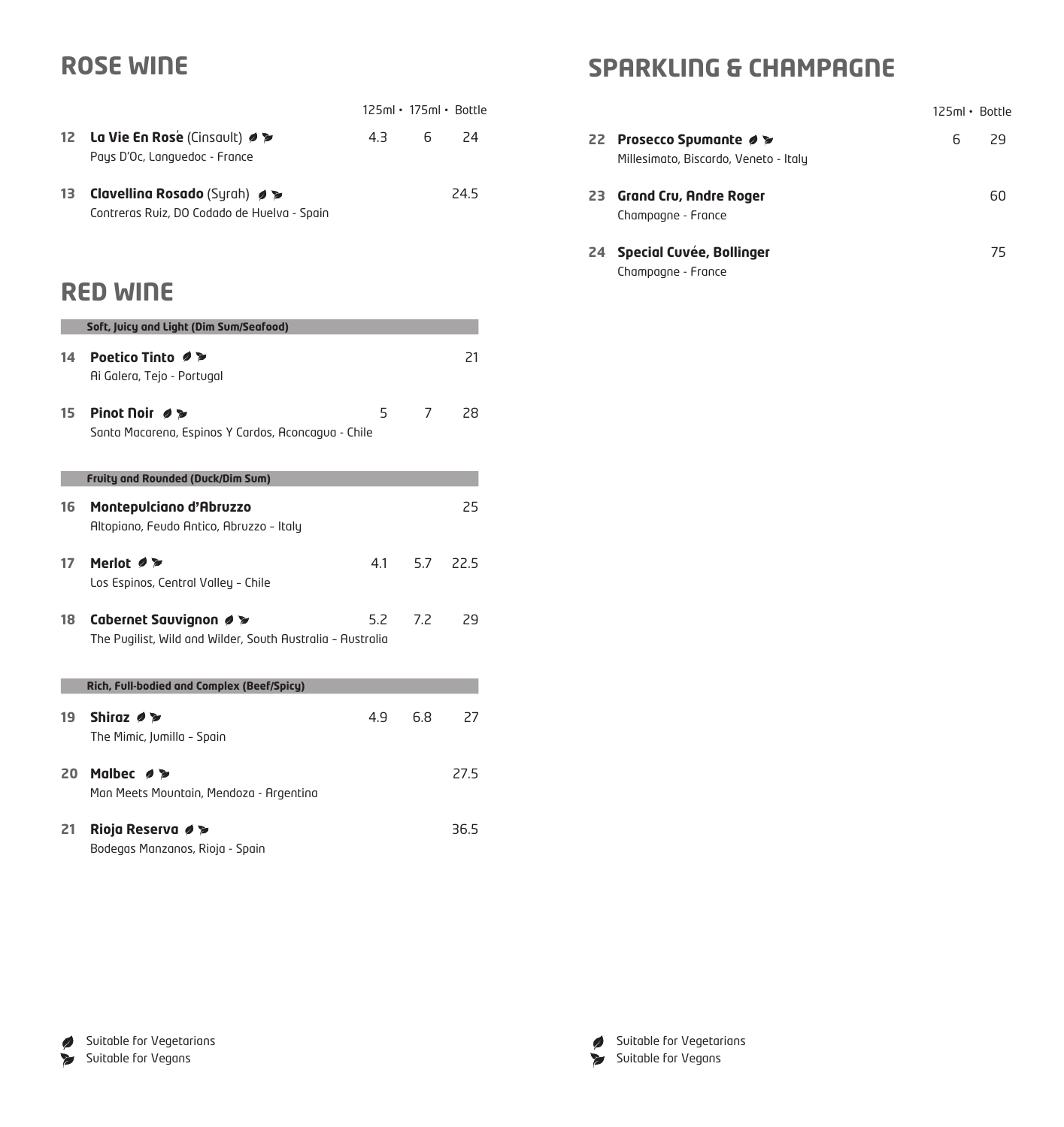## ROSE WINE

| | | 125ml | 175ml | Bottle |
|---|---|---|---|---|
| 12 | **La Vie En Rosé** (Cinsault) 🌿 🌱<br>Pays D'Oc, Languedoc - France | 4.3 | 6 | 24 |
| 13 | **Clavellina Rosado** (Syrah) 🌿 🌱<br>Contreras Ruiz, DO Codado de Huelva - Spain | | | 24.5 |

## RED WINE

| | | 125ml | 175ml | Bottle |
|---|---|---|---|---|
| | **Soft, Juicy and Light (Dim Sum/Seafood)** | | | |
| 14 | **Poetico Tinto** 🌿 🌱<br>Ai Galera, Tejo - Portugal | | | 21 |
| 15 | **Pinot Noir** 🌿 🌱<br>Santa Macarena, Espinos Y Cardos, Aconcagua - Chile | 5 | 7 | 28 |
| | **Fruity and Rounded (Duck/Dim Sum)** | | | |
| 16 | **Montepulciano d'Abruzzo**<br>Altopiano, Feudo Antico, Abruzzo – Italy | | | 25 |
| 17 | **Merlot** 🌿 🌱<br>Los Espinos, Central Valley – Chile | 4.1 | 5.7 | 22.5 |
| 18 | **Cabernet Sauvignon** 🌿 🌱<br>The Pugilist, Wild and Wilder, South Australia – Australia | 5.2 | 7.2 | 29 |
| | **Rich, Full-bodied and Complex (Beef/Spicy)** | | | |
| 19 | **Shiraz** 🌿 🌱<br>The Mimic, Jumilla – Spain | 4.9 | 6.8 | 27 |
| 20 | **Malbec** 🌿 🌱<br>Man Meets Mountain, Mendoza - Argentina | | | 27.5 |
| 21 | **Rioja Reserva** 🌿 🌱<br>Bodegas Manzanos, Rioja - Spain | | | 36.5 |

## SPARKLING & CHAMPAGNE

| | | 125ml | Bottle |
|---|---|---|---|
| 22 | **Prosecco Spumante** 🌿 🌱<br>Millesimato, Biscardo, Veneto - Italy | 6 | 29 |
| 23 | **Grand Cru, Andre Roger**<br>Champagne - France | | 60 |
| 24 | **Special Cuvée, Bollinger**<br>Champagne - France | | 75 |

🌿 Suitable for Vegetarians
🌱 Suitable for Vegans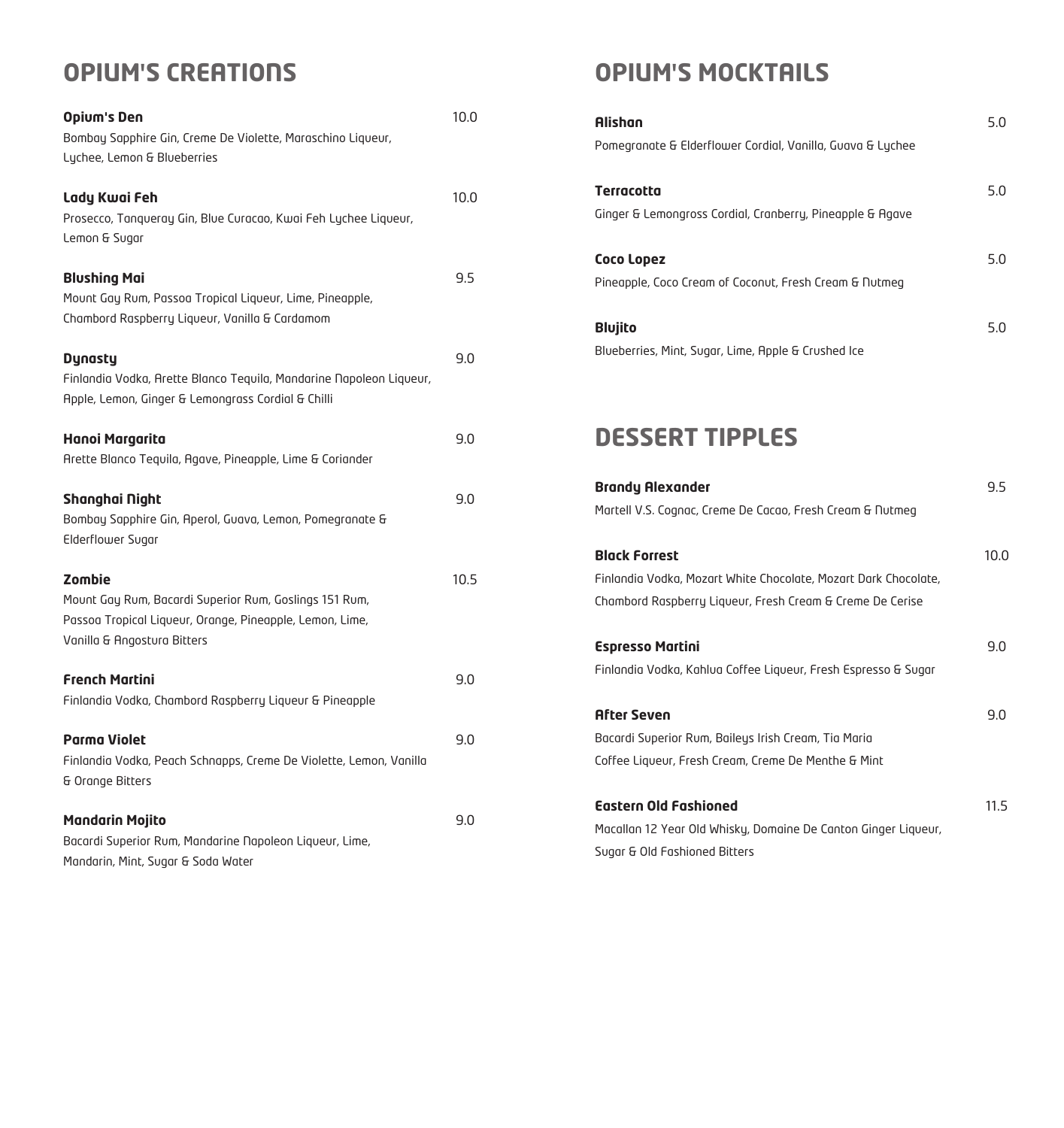## OPIUM'S CREATIONS

**Opium's Den** 10.0
Bombay Sapphire Gin, Creme De Violette, Maraschino Liqueur, Lychee, Lemon & Blueberries

**Lady Kwai Feh** 10.0
Prosecco, Tanqueray Gin, Blue Curacao, Kwai Feh Lychee Liqueur, Lemon & Sugar

**Blushing Mai** 9.5
Mount Gay Rum, Passoa Tropical Liqueur, Lime, Pineapple, Chambord Raspberry Liqueur, Vanilla & Cardamom

**Dynasty** 9.0
Finlandia Vodka, Arette Blanco Tequila, Mandarine Napoleon Liqueur, Apple, Lemon, Ginger & Lemongrass Cordial & Chilli

**Hanoi Margarita** 9.0
Arette Blanco Tequila, Agave, Pineapple, Lime & Coriander

**Shanghai Night** 9.0
Bombay Sapphire Gin, Aperol, Guava, Lemon, Pomegranate & Elderflower Sugar

**Zombie** 10.5
Mount Gay Rum, Bacardi Superior Rum, Goslings 151 Rum, Passoa Tropical Liqueur, Orange, Pineapple, Lemon, Lime, Vanilla & Angostura Bitters

**French Martini** 9.0
Finlandia Vodka, Chambord Raspberry Liqueur & Pineapple

**Parma Violet** 9.0
Finlandia Vodka, Peach Schnapps, Creme De Violette, Lemon, Vanilla & Orange Bitters

**Mandarin Mojito** 9.0
Bacardi Superior Rum, Mandarine Napoleon Liqueur, Lime, Mandarin, Mint, Sugar & Soda Water

## OPIUM'S MOCKTAILS

**Alishan** 5.0
Pomegranate & Elderflower Cordial, Vanilla, Guava & Lychee

**Terracotta** 5.0
Ginger & Lemongrass Cordial, Cranberry, Pineapple & Agave

**Coco Lopez** 5.0
Pineapple, Coco Cream of Coconut, Fresh Cream & Nutmeg

**Blujito** 5.0
Blueberries, Mint, Sugar, Lime, Apple & Crushed Ice

## DESSERT TIPPLES

**Brandy Alexander** 9.5
Martell V.S. Cognac, Creme De Cacao, Fresh Cream & Nutmeg

**Black Forrest** 10.0
Finlandia Vodka, Mozart White Chocolate, Mozart Dark Chocolate, Chambord Raspberry Liqueur, Fresh Cream & Creme De Cerise

**Espresso Martini** 9.0
Finlandia Vodka, Kahlua Coffee Liqueur, Fresh Espresso & Sugar

**After Seven** 9.0
Bacardi Superior Rum, Baileys Irish Cream, Tia Maria Coffee Liqueur, Fresh Cream, Creme De Menthe & Mint

**Eastern Old Fashioned** 11.5
Macallan 12 Year Old Whisky, Domaine De Canton Ginger Liqueur, Sugar & Old Fashioned Bitters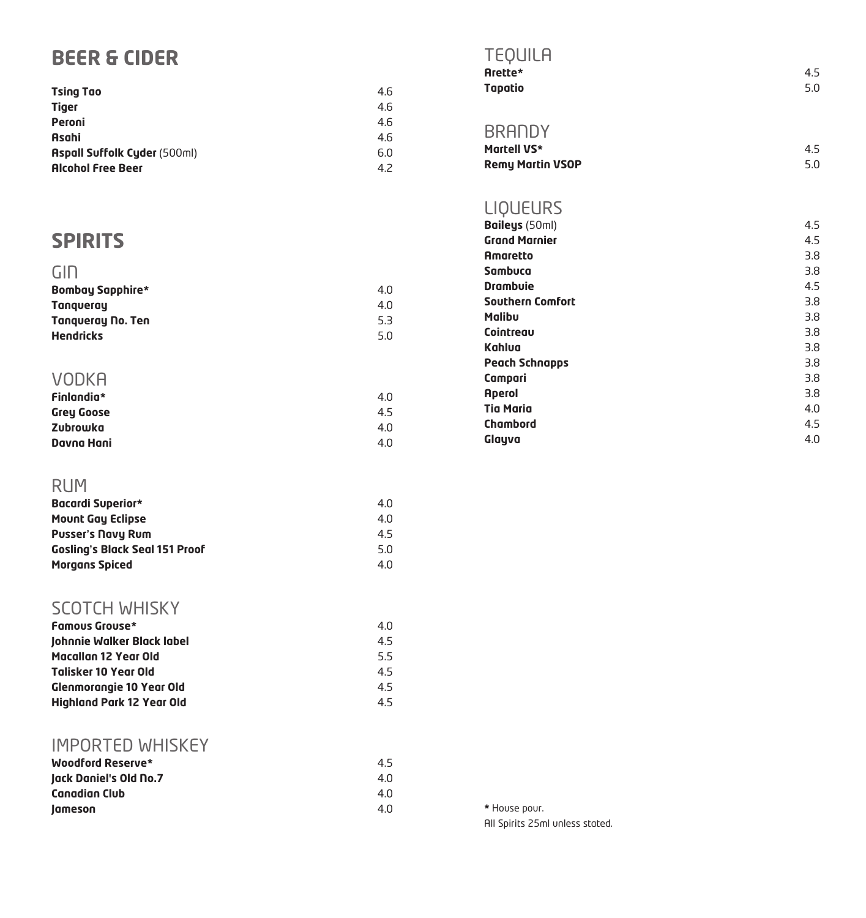# BEER & CIDER

| | |
|---|---|
| **Tsing Tao** | 4.6 |
| **Tiger** | 4.6 |
| **Peroni** | 4.6 |
| **Asahi** | 4.6 |
| **Aspall Suffolk Cyder** (500ml) | 6.0 |
| **Alcohol Free Beer** | 4.2 |

# SPIRITS

## GIN

| | |
|---|---|
| **Bombay Sapphire*** | 4.0 |
| **Tanqueray** | 4.0 |
| **Tanqueray No. Ten** | 5.3 |
| **Hendricks** | 5.0 |

## VODKA

| | |
|---|---|
| **Finlandia*** | 4.0 |
| **Grey Goose** | 4.5 |
| **Zubrowka** | 4.0 |
| **Davna Hani** | 4.0 |

## RUM

| | |
|---|---|
| **Bacardi Superior*** | 4.0 |
| **Mount Gay Eclipse** | 4.0 |
| **Pusser's Navy Rum** | 4.5 |
| **Gosling's Black Seal 151 Proof** | 5.0 |
| **Morgans Spiced** | 4.0 |

## SCOTCH WHISKY

| | |
|---|---|
| **Famous Grouse*** | 4.0 |
| **Johnnie Walker Black label** | 4.5 |
| **Macallan 12 Year Old** | 5.5 |
| **Talisker 10 Year Old** | 4.5 |
| **Glenmorangie 10 Year Old** | 4.5 |
| **Highland Park 12 Year Old** | 4.5 |

## IMPORTED WHISKEY

| | |
|---|---|
| **Woodford Reserve*** | 4.5 |
| **Jack Daniel's Old No.7** | 4.0 |
| **Canadian Club** | 4.0 |
| **Jameson** | 4.0 |

## TEQUILA

| | |
|---|---|
| **Arette*** | 4.5 |
| **Tapatio** | 5.0 |

## BRANDY

| | |
|---|---|
| **Martell VS*** | 4.5 |
| **Remy Martin VSOP** | 5.0 |

## LIQUEURS

| | |
|---|---|
| **Baileys** (50ml) | 4.5 |
| **Grand Marnier** | 4.5 |
| **Amaretto** | 3.8 |
| **Sambuca** | 3.8 |
| **Drambuie** | 4.5 |
| **Southern Comfort** | 3.8 |
| **Malibu** | 3.8 |
| **Cointreau** | 3.8 |
| **Kahlua** | 3.8 |
| **Peach Schnapps** | 3.8 |
| **Campari** | 3.8 |
| **Aperol** | 3.8 |
| **Tia Maria** | 4.0 |
| **Chambord** | 4.5 |
| **Glayva** | 4.0 |

**\*** House pour.
All Spirits 25ml unless stated.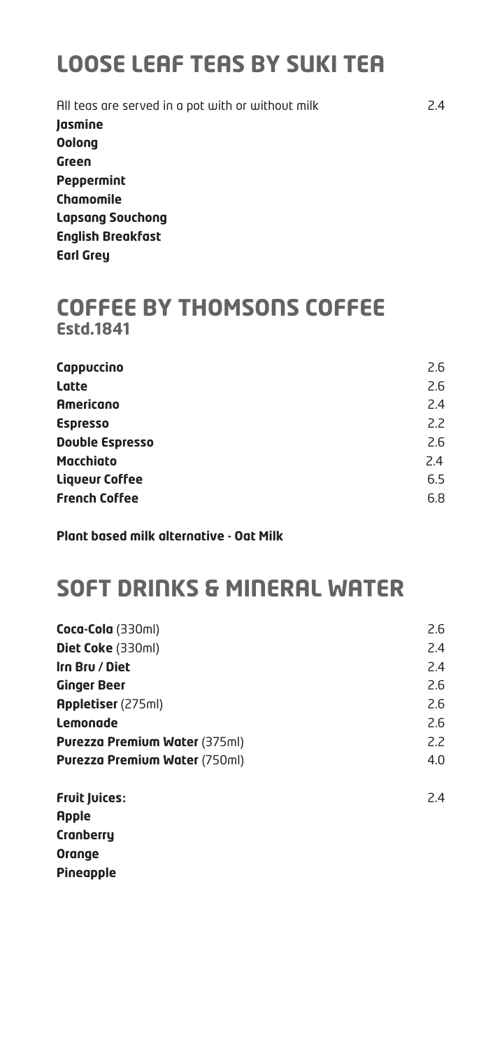## LOOSE LEAF TEAS BY SUKI TEA

All teas are served in a pot with or without milk 2.4

**Jasmine**
**Oolong**
**Green**
**Peppermint**
**Chamomile**
**Lapsang Souchong**
**English Breakfast**
**Earl Grey**

## COFFEE BY THOMSONS COFFEE

**Estd.1841**

| | |
|---|---|
| **Cappuccino** | 2.6 |
| **Latte** | 2.6 |
| **Americano** | 2.4 |
| **Espresso** | 2.2 |
| **Double Espresso** | 2.6 |
| **Macchiato** | 2.4 |
| **Liqueur Coffee** | 6.5 |
| **French Coffee** | 6.8 |

**Plant based milk alternative - Oat Milk**

## SOFT DRINKS & MINERAL WATER

| | |
|---|---|
| **Coca-Cola** (330ml) | 2.6 |
| **Diet Coke** (330ml) | 2.4 |
| **Irn Bru / Diet** | 2.4 |
| **Ginger Beer** | 2.6 |
| **Appletiser** (275ml) | 2.6 |
| **Lemonade** | 2.6 |
| **Purezza Premium Water** (375ml) | 2.2 |
| **Purezza Premium Water** (750ml) | 4.0 |

**Fruit Juices:** 2.4

**Apple**
**Cranberry**
**Orange**
**Pineapple**